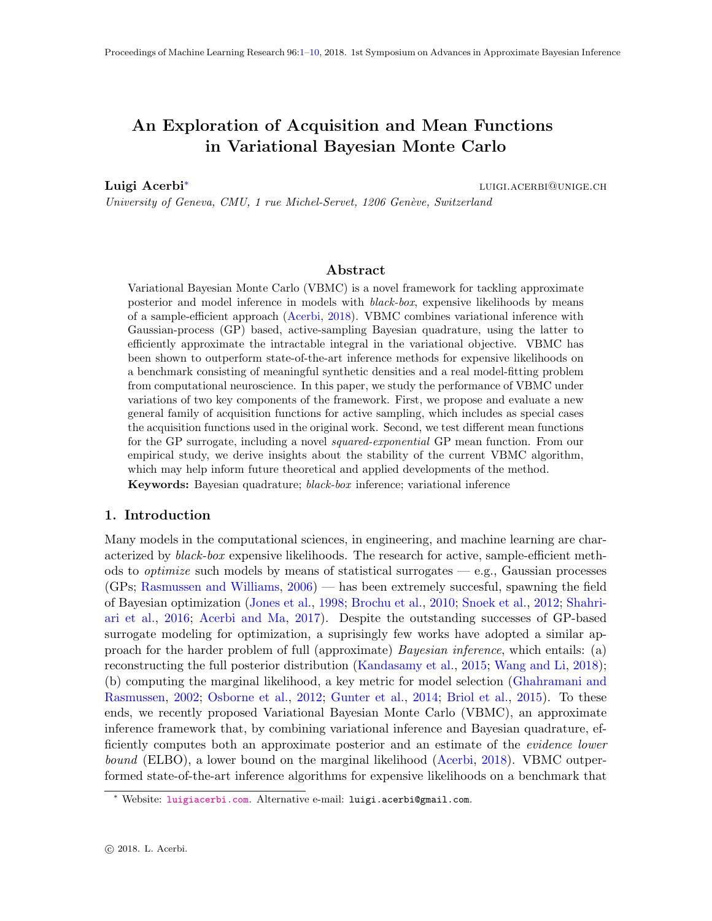# An Exploration of Acquisition and Mean Functions in Variational Bayesian Monte Carlo

**Luigi Acerbi***  LUIGI.ACERBI@UNIGE.CH

*University of Geneva, CMU, 1 rue Michel-Servet, 1206 Genève, Switzerland*

## Abstract

Variational Bayesian Monte Carlo (VBMC) is a novel framework for tackling approximate posterior and model inference in models with *black-box*, expensive likelihoods by means of a sample-efficient approach (Acerbi, 2018). VBMC combines variational inference with Gaussian-process (GP) based, active-sampling Bayesian quadrature, using the latter to efficiently approximate the intractable integral in the variational objective. VBMC has been shown to outperform state-of-the-art inference methods for expensive likelihoods on a benchmark consisting of meaningful synthetic densities and a real model-fitting problem from computational neuroscience. In this paper, we study the performance of VBMC under variations of two key components of the framework. First, we propose and evaluate a new general family of acquisition functions for active sampling, which includes as special cases the acquisition functions used in the original work. Second, we test different mean functions for the GP surrogate, including a novel *squared-exponential* GP mean function. From our empirical study, we derive insights about the stability of the current VBMC algorithm, which may help inform future theoretical and applied developments of the method.

**Keywords:** Bayesian quadrature; *black-box* inference; variational inference

## 1. Introduction

Many models in the computational sciences, in engineering, and machine learning are characterized by *black-box* expensive likelihoods. The research for active, sample-efficient methods to *optimize* such models by means of statistical surrogates — e.g., Gaussian processes (GPs; Rasmussen and Williams, 2006) — has been extremely succesful, spawning the field of Bayesian optimization (Jones et al., 1998; Brochu et al., 2010; Snoek et al., 2012; Shahriari et al., 2016; Acerbi and Ma, 2017). Despite the outstanding successes of GP-based surrogate modeling for optimization, a suprisingly few works have adopted a similar approach for the harder problem of full (approximate) *Bayesian inference*, which entails: (a) reconstructing the full posterior distribution (Kandasamy et al., 2015; Wang and Li, 2018); (b) computing the marginal likelihood, a key metric for model selection (Ghahramani and Rasmussen, 2002; Osborne et al., 2012; Gunter et al., 2014; Briol et al., 2015). To these ends, we recently proposed Variational Bayesian Monte Carlo (VBMC), an approximate inference framework that, by combining variational inference and Bayesian quadrature, efficiently computes both an approximate posterior and an estimate of the *evidence lower bound* (ELBO), a lower bound on the marginal likelihood (Acerbi, 2018). VBMC outperformed state-of-the-art inference algorithms for expensive likelihoods on a benchmark that

* Website: luigiacerbi.com. Alternative e-mail: luigi.acerbi@gmail.com.

© 2018. L. Acerbi.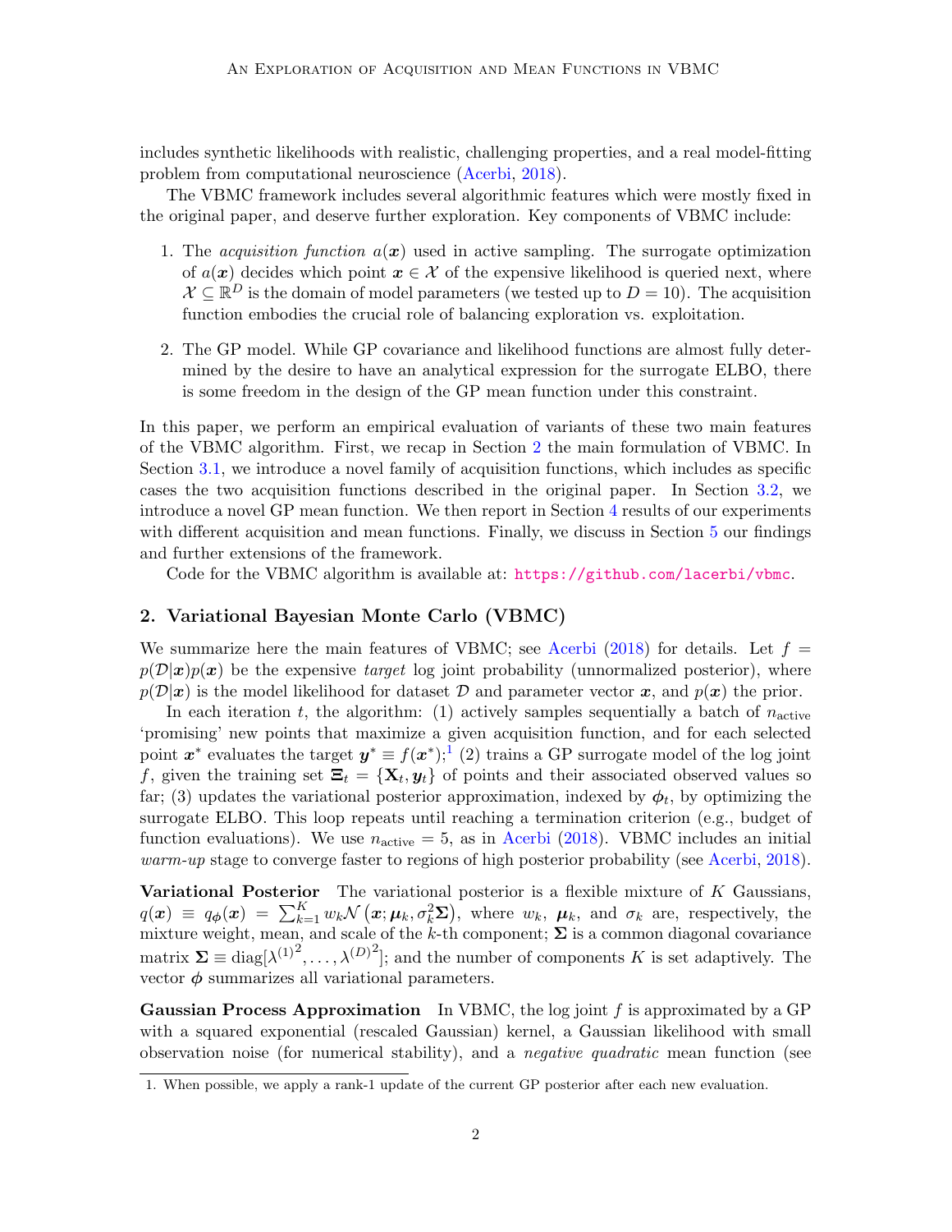includes synthetic likelihoods with realistic, challenging properties, and a real model-fitting problem from computational neuroscience (Acerbi, 2018).

The VBMC framework includes several algorithmic features which were mostly fixed in the original paper, and deserve further exploration. Key components of VBMC include:

1. The *acquisition function* $a(\boldsymbol{x})$ used in active sampling. The surrogate optimization of $a(\boldsymbol{x})$ decides which point $\boldsymbol{x} \in \mathcal{X}$ of the expensive likelihood is queried next, where $\mathcal{X} \subseteq \mathbb{R}^D$ is the domain of model parameters (we tested up to $D = 10$). The acquisition function embodies the crucial role of balancing exploration vs. exploitation.

2. The GP model. While GP covariance and likelihood functions are almost fully determined by the desire to have an analytical expression for the surrogate ELBO, there is some freedom in the design of the GP mean function under this constraint.

In this paper, we perform an empirical evaluation of variants of these two main features of the VBMC algorithm. First, we recap in Section 2 the main formulation of VBMC. In Section 3.1, we introduce a novel family of acquisition functions, which includes as specific cases the two acquisition functions described in the original paper. In Section 3.2, we introduce a novel GP mean function. We then report in Section 4 results of our experiments with different acquisition and mean functions. Finally, we discuss in Section 5 our findings and further extensions of the framework.

Code for the VBMC algorithm is available at: https://github.com/lacerbi/vbmc.

## 2. Variational Bayesian Monte Carlo (VBMC)

We summarize here the main features of VBMC; see Acerbi (2018) for details. Let $f = p(\mathcal{D}|\boldsymbol{x})p(\boldsymbol{x})$ be the expensive *target* log joint probability (unnormalized posterior), where $p(\mathcal{D}|\boldsymbol{x})$ is the model likelihood for dataset $\mathcal{D}$ and parameter vector $\boldsymbol{x}$, and $p(\boldsymbol{x})$ the prior.

In each iteration $t$, the algorithm: (1) actively samples sequentially a batch of $n_{\text{active}}$ 'promising' new points that maximize a given acquisition function, and for each selected point $\boldsymbol{x}^*$ evaluates the target $\boldsymbol{y}^* \equiv f(\boldsymbol{x}^*)$;[1] (2) trains a GP surrogate model of the log joint $f$, given the training set $\boldsymbol{\Xi}_t = \{\mathbf{X}_t, \boldsymbol{y}_t\}$ of points and their associated observed values so far; (3) updates the variational posterior approximation, indexed by $\boldsymbol{\phi}_t$, by optimizing the surrogate ELBO. This loop repeats until reaching a termination criterion (e.g., budget of function evaluations). We use $n_{\text{active}} = 5$, as in Acerbi (2018). VBMC includes an initial *warm-up* stage to converge faster to regions of high posterior probability (see Acerbi, 2018).

**Variational Posterior** The variational posterior is a flexible mixture of $K$ Gaussians, $q(\boldsymbol{x}) \equiv q_{\boldsymbol{\phi}}(\boldsymbol{x}) = \sum_{k=1}^{K} w_k \mathcal{N}\left(\boldsymbol{x}; \boldsymbol{\mu}_k, \sigma_k^2 \boldsymbol{\Sigma}\right)$, where $w_k$, $\boldsymbol{\mu}_k$, and $\sigma_k$ are, respectively, the mixture weight, mean, and scale of the $k$-th component; $\boldsymbol{\Sigma}$ is a common diagonal covariance matrix $\boldsymbol{\Sigma} \equiv \text{diag}[{\lambda^{(1)}}^2, \ldots, {\lambda^{(D)}}^2]$; and the number of components $K$ is set adaptively. The vector $\boldsymbol{\phi}$ summarizes all variational parameters.

**Gaussian Process Approximation** In VBMC, the log joint $f$ is approximated by a GP with a squared exponential (rescaled Gaussian) kernel, a Gaussian likelihood with small observation noise (for numerical stability), and a *negative quadratic* mean function (see

1. When possible, we apply a rank-1 update of the current GP posterior after each new evaluation.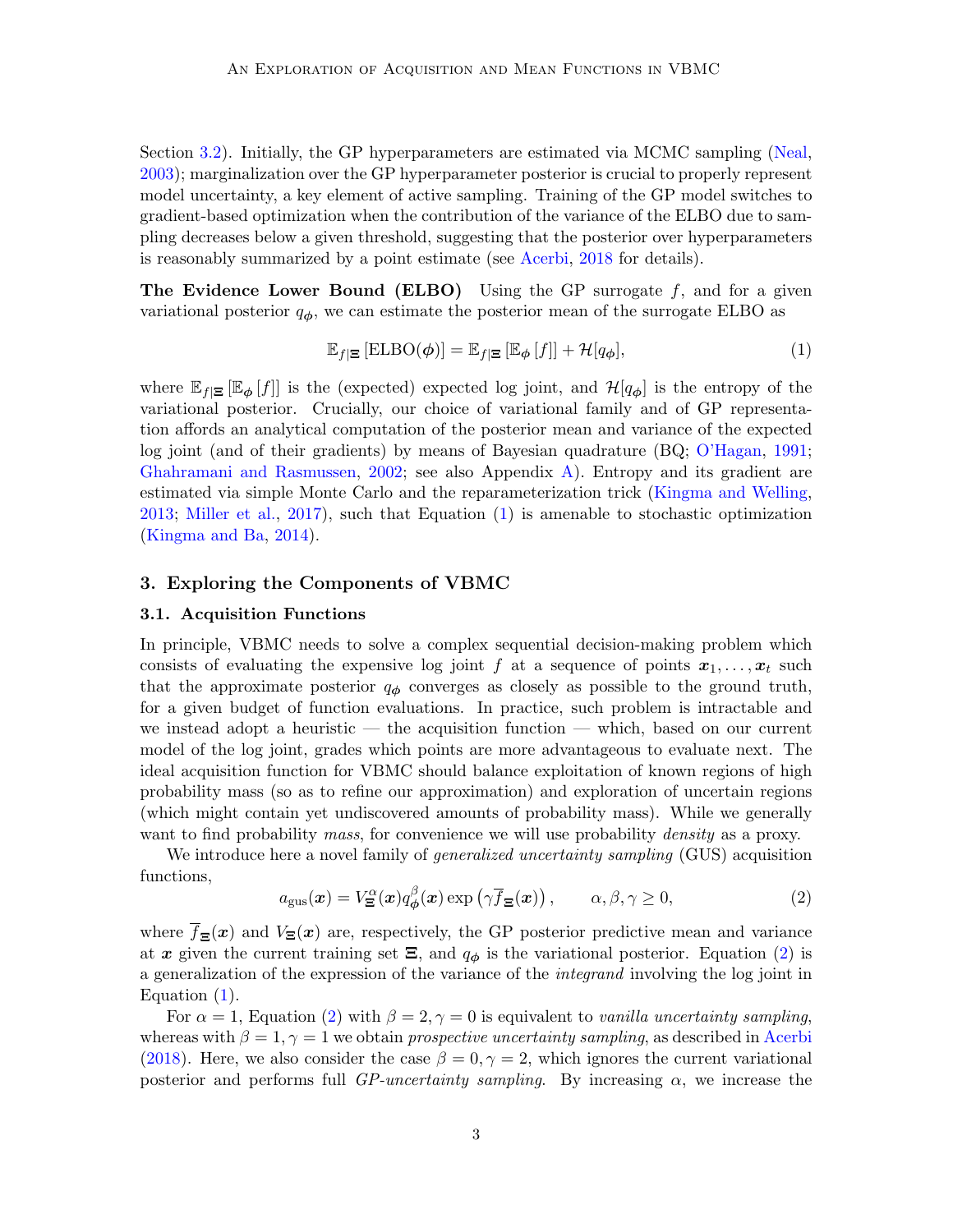Section 3.2). Initially, the GP hyperparameters are estimated via MCMC sampling (Neal, 2003); marginalization over the GP hyperparameter posterior is crucial to properly represent model uncertainty, a key element of active sampling. Training of the GP model switches to gradient-based optimization when the contribution of the variance of the ELBO due to sampling decreases below a given threshold, suggesting that the posterior over hyperparameters is reasonably summarized by a point estimate (see Acerbi, 2018 for details).

**The Evidence Lower Bound (ELBO)** Using the GP surrogate $f$, and for a given variational posterior $q_{\boldsymbol{\phi}}$, we can estimate the posterior mean of the surrogate ELBO as

$$\mathbb{E}_{f|\boldsymbol{\Xi}}\left[\mathrm{ELBO}(\boldsymbol{\phi})\right] = \mathbb{E}_{f|\boldsymbol{\Xi}}\left[\mathbb{E}_{\boldsymbol{\phi}}\left[f\right]\right] + \mathcal{H}[q_{\boldsymbol{\phi}}], \tag{1}$$

where $\mathbb{E}_{f|\boldsymbol{\Xi}}\left[\mathbb{E}_{\boldsymbol{\phi}}\left[f\right]\right]$ is the (expected) expected log joint, and $\mathcal{H}[q_{\boldsymbol{\phi}}]$ is the entropy of the variational posterior. Crucially, our choice of variational family and of GP representation affords an analytical computation of the posterior mean and variance of the expected log joint (and of their gradients) by means of Bayesian quadrature (BQ; O'Hagan, 1991; Ghahramani and Rasmussen, 2002; see also Appendix A). Entropy and its gradient are estimated via simple Monte Carlo and the reparameterization trick (Kingma and Welling, 2013; Miller et al., 2017), such that Equation (1) is amenable to stochastic optimization (Kingma and Ba, 2014).

## 3. Exploring the Components of VBMC

### 3.1. Acquisition Functions

In principle, VBMC needs to solve a complex sequential decision-making problem which consists of evaluating the expensive log joint $f$ at a sequence of points $\boldsymbol{x}_1, \ldots, \boldsymbol{x}_t$ such that the approximate posterior $q_{\boldsymbol{\phi}}$ converges as closely as possible to the ground truth, for a given budget of function evaluations. In practice, such problem is intractable and we instead adopt a heuristic — the acquisition function — which, based on our current model of the log joint, grades which points are more advantageous to evaluate next. The ideal acquisition function for VBMC should balance exploitation of known regions of high probability mass (so as to refine our approximation) and exploration of uncertain regions (which might contain yet undiscovered amounts of probability mass). While we generally want to find probability *mass*, for convenience we will use probability *density* as a proxy.

We introduce here a novel family of *generalized uncertainty sampling* (GUS) acquisition functions,

$$a_{\mathrm{gus}}(\boldsymbol{x}) = V_{\boldsymbol{\Xi}}^{\alpha}(\boldsymbol{x}) q_{\boldsymbol{\phi}}^{\beta}(\boldsymbol{x}) \exp\left(\gamma \overline{f}_{\boldsymbol{\Xi}}(\boldsymbol{x})\right), \qquad \alpha, \beta, \gamma \geq 0, \tag{2}$$

where $\overline{f}_{\boldsymbol{\Xi}}(\boldsymbol{x})$ and $V_{\boldsymbol{\Xi}}(\boldsymbol{x})$ are, respectively, the GP posterior predictive mean and variance at $\boldsymbol{x}$ given the current training set $\boldsymbol{\Xi}$, and $q_{\boldsymbol{\phi}}$ is the variational posterior. Equation (2) is a generalization of the expression of the variance of the *integrand* involving the log joint in Equation (1).

For $\alpha = 1$, Equation (2) with $\beta = 2, \gamma = 0$ is equivalent to *vanilla uncertainty sampling*, whereas with $\beta = 1, \gamma = 1$ we obtain *prospective uncertainty sampling*, as described in Acerbi (2018). Here, we also consider the case $\beta = 0, \gamma = 2$, which ignores the current variational posterior and performs full *GP-uncertainty sampling*. By increasing $\alpha$, we increase the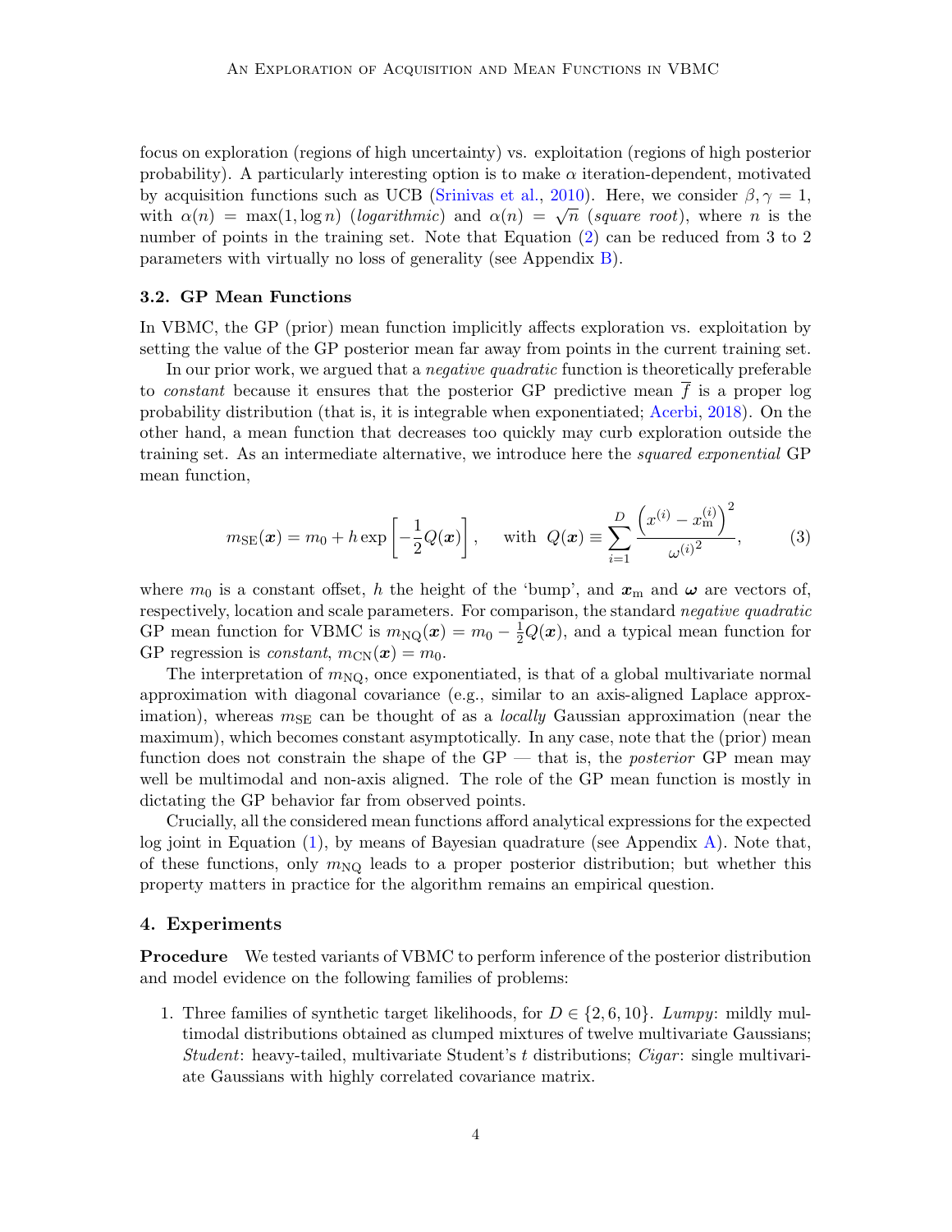focus on exploration (regions of high uncertainty) vs. exploitation (regions of high posterior probability). A particularly interesting option is to make $\alpha$ iteration-dependent, motivated by acquisition functions such as UCB (Srinivas et al., 2010). Here, we consider $\beta, \gamma = 1$, with $\alpha(n) = \max(1, \log n)$ (*logarithmic*) and $\alpha(n) = \sqrt{n}$ (*square root*), where $n$ is the number of points in the training set. Note that Equation (2) can be reduced from 3 to 2 parameters with virtually no loss of generality (see Appendix B).

### 3.2. GP Mean Functions

In VBMC, the GP (prior) mean function implicitly affects exploration vs. exploitation by setting the value of the GP posterior mean far away from points in the current training set.

In our prior work, we argued that a *negative quadratic* function is theoretically preferable to *constant* because it ensures that the posterior GP predictive mean $\overline{f}$ is a proper log probability distribution (that is, it is integrable when exponentiated; Acerbi, 2018). On the other hand, a mean function that decreases too quickly may curb exploration outside the training set. As an intermediate alternative, we introduce here the *squared exponential* GP mean function,

$$m_{\text{SE}}(\boldsymbol{x}) = m_0 + h \exp\left[-\frac{1}{2} Q(\boldsymbol{x})\right], \quad \text{with } Q(\boldsymbol{x}) \equiv \sum_{i=1}^{D} \frac{\left(x^{(i)} - x_{\text{m}}^{(i)}\right)^2}{{\omega^{(i)}}^2}, \tag{3}$$

where $m_0$ is a constant offset, $h$ the height of the 'bump', and $\boldsymbol{x}_\text{m}$ and $\boldsymbol{\omega}$ are vectors of, respectively, location and scale parameters. For comparison, the standard *negative quadratic* GP mean function for VBMC is $m_{\text{NQ}}(\boldsymbol{x}) = m_0 - \frac{1}{2}Q(\boldsymbol{x})$, and a typical mean function for GP regression is *constant*, $m_{\text{CN}}(\boldsymbol{x}) = m_0$.

The interpretation of $m_{\text{NQ}}$, once exponentiated, is that of a global multivariate normal approximation with diagonal covariance (e.g., similar to an axis-aligned Laplace approximation), whereas $m_{\text{SE}}$ can be thought of as a *locally* Gaussian approximation (near the maximum), which becomes constant asymptotically. In any case, note that the (prior) mean function does not constrain the shape of the GP — that is, the *posterior* GP mean may well be multimodal and non-axis aligned. The role of the GP mean function is mostly in dictating the GP behavior far from observed points.

Crucially, all the considered mean functions afford analytical expressions for the expected log joint in Equation (1), by means of Bayesian quadrature (see Appendix A). Note that, of these functions, only $m_{\text{NQ}}$ leads to a proper posterior distribution; but whether this property matters in practice for the algorithm remains an empirical question.

## 4. Experiments

**Procedure** We tested variants of VBMC to perform inference of the posterior distribution and model evidence on the following families of problems:

1. Three families of synthetic target likelihoods, for $D \in \{2, 6, 10\}$. *Lumpy*: mildly multimodal distributions obtained as clumped mixtures of twelve multivariate Gaussians; *Student*: heavy-tailed, multivariate Student's $t$ distributions; *Cigar*: single multivariate Gaussians with highly correlated covariance matrix.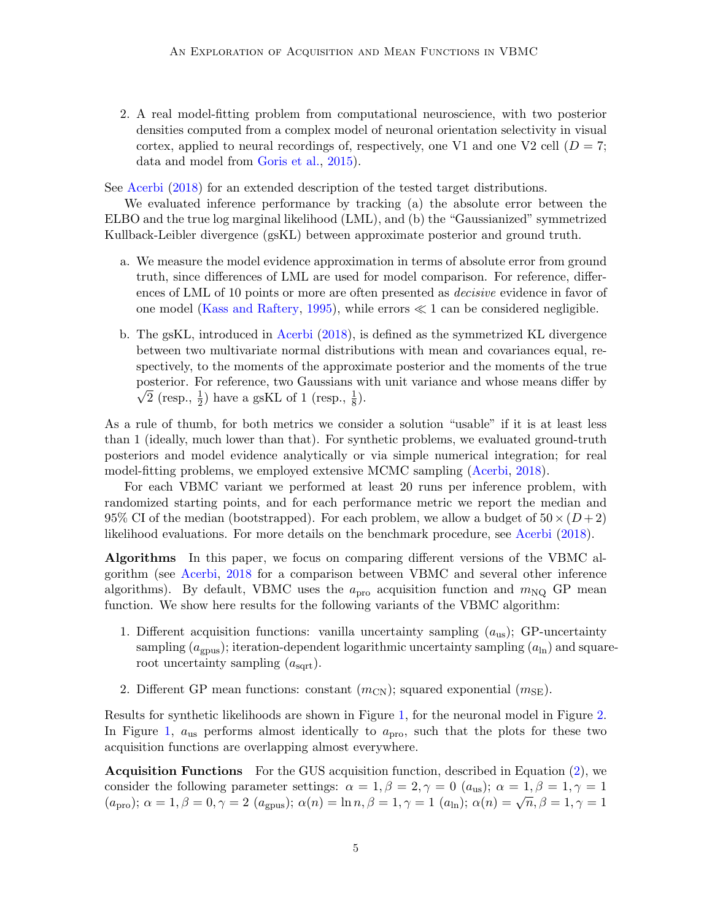2. A real model-fitting problem from computational neuroscience, with two posterior densities computed from a complex model of neuronal orientation selectivity in visual cortex, applied to neural recordings of, respectively, one V1 and one V2 cell ($D = 7$; data and model from Goris et al., 2015).

See Acerbi (2018) for an extended description of the tested target distributions.

We evaluated inference performance by tracking (a) the absolute error between the ELBO and the true log marginal likelihood (LML), and (b) the "Gaussianized" symmetrized Kullback-Leibler divergence (gsKL) between approximate posterior and ground truth.

a. We measure the model evidence approximation in terms of absolute error from ground truth, since differences of LML are used for model comparison. For reference, differences of LML of 10 points or more are often presented as *decisive* evidence in favor of one model (Kass and Raftery, 1995), while errors $\ll 1$ can be considered negligible.

b. The gsKL, introduced in Acerbi (2018), is defined as the symmetrized KL divergence between two multivariate normal distributions with mean and covariances equal, respectively, to the moments of the approximate posterior and the moments of the true posterior. For reference, two Gaussians with unit variance and whose means differ by $\sqrt{2}$ (resp., $\frac{1}{2}$) have a gsKL of 1 (resp., $\frac{1}{8}$).

As a rule of thumb, for both metrics we consider a solution "usable" if it is at least less than 1 (ideally, much lower than that). For synthetic problems, we evaluated ground-truth posteriors and model evidence analytically or via simple numerical integration; for real model-fitting problems, we employed extensive MCMC sampling (Acerbi, 2018).

For each VBMC variant we performed at least 20 runs per inference problem, with randomized starting points, and for each performance metric we report the median and 95% CI of the median (bootstrapped). For each problem, we allow a budget of $50 \times (D + 2)$ likelihood evaluations. For more details on the benchmark procedure, see Acerbi (2018).

**Algorithms** In this paper, we focus on comparing different versions of the VBMC algorithm (see Acerbi, 2018 for a comparison between VBMC and several other inference algorithms). By default, VBMC uses the $a_{\text{pro}}$ acquisition function and $m_{\text{NQ}}$ GP mean function. We show here results for the following variants of the VBMC algorithm:

1. Different acquisition functions: vanilla uncertainty sampling ($a_{\text{us}}$); GP-uncertainty sampling ($a_{\text{gpus}}$); iteration-dependent logarithmic uncertainty sampling ($a_{\ln}$) and square-root uncertainty sampling ($a_{\text{sqrt}}$).

2. Different GP mean functions: constant ($m_{\text{CN}}$); squared exponential ($m_{\text{SE}}$).

Results for synthetic likelihoods are shown in Figure 1, for the neuronal model in Figure 2. In Figure 1, $a_{\text{us}}$ performs almost identically to $a_{\text{pro}}$, such that the plots for these two acquisition functions are overlapping almost everywhere.

**Acquisition Functions** For the GUS acquisition function, described in Equation (2), we consider the following parameter settings: $\alpha = 1, \beta = 2, \gamma = 0$ ($a_{\text{us}}$); $\alpha = 1, \beta = 1, \gamma = 1$ ($a_{\text{pro}}$); $\alpha = 1, \beta = 0, \gamma = 2$ ($a_{\text{gpus}}$); $\alpha(n) = \ln n, \beta = 1, \gamma = 1$ ($a_{\ln}$); $\alpha(n) = \sqrt{n}, \beta = 1, \gamma = 1$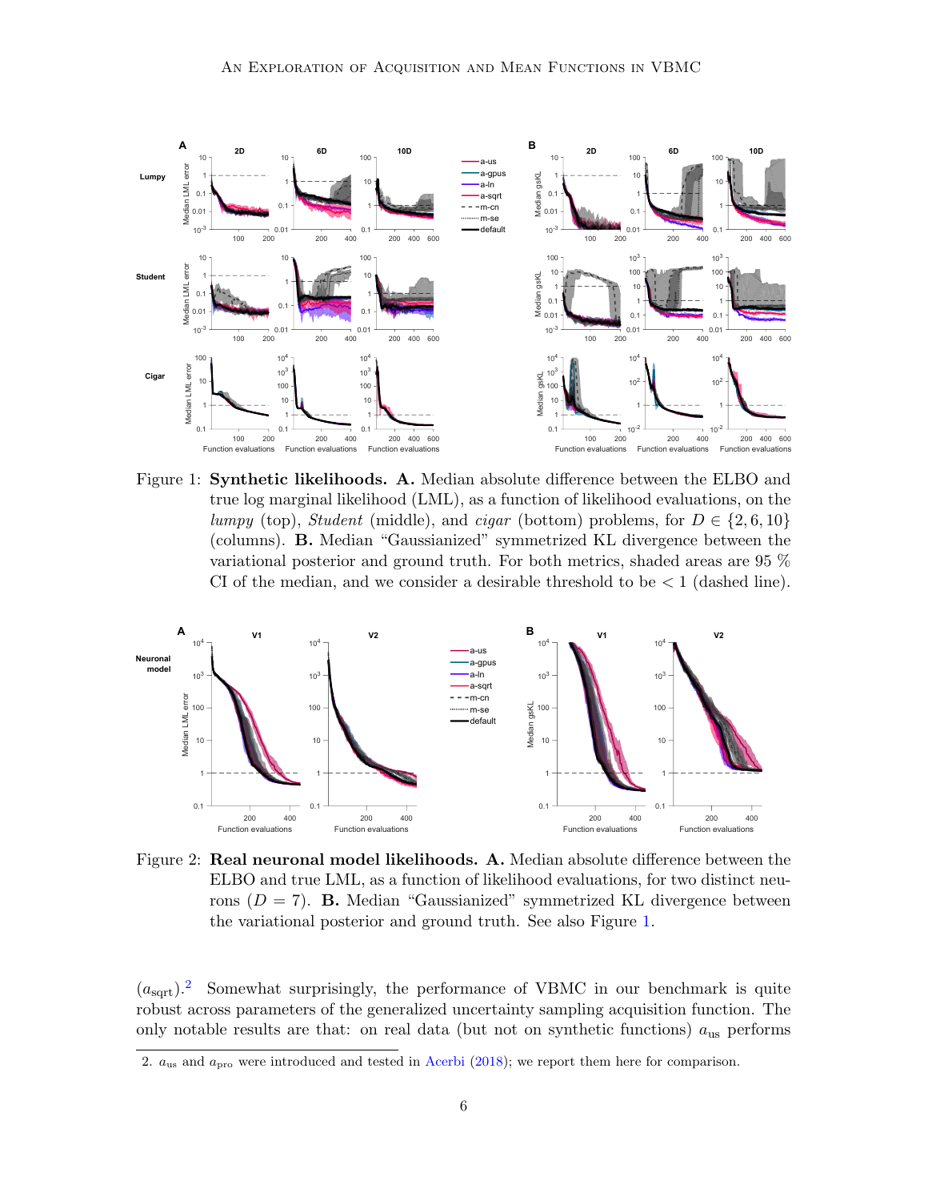Figure 1: **Synthetic likelihoods. A.** Median absolute difference between the ELBO and true log marginal likelihood (LML), as a function of likelihood evaluations, on the *lumpy* (top), *Student* (middle), and *cigar* (bottom) problems, for $D \in \{2, 6, 10\}$ (columns). **B.** Median "Gaussianized" symmetrized KL divergence between the variational posterior and ground truth. For both metrics, shaded areas are 95 % CI of the median, and we consider a desirable threshold to be $< 1$ (dashed line).

Figure 2: **Real neuronal model likelihoods. A.** Median absolute difference between the ELBO and true LML, as a function of likelihood evaluations, for two distinct neurons ($D = 7$). **B.** Median "Gaussianized" symmetrized KL divergence between the variational posterior and ground truth. See also Figure 1.

($a_{\text{sqrt}}$).[2] Somewhat surprisingly, the performance of VBMC in our benchmark is quite robust across parameters of the generalized uncertainty sampling acquisition function. The only notable results are that: on real data (but not on synthetic functions) $a_{\text{us}}$ performs

2. $a_{\text{us}}$ and $a_{\text{pro}}$ were introduced and tested in Acerbi (2018); we report them here for comparison.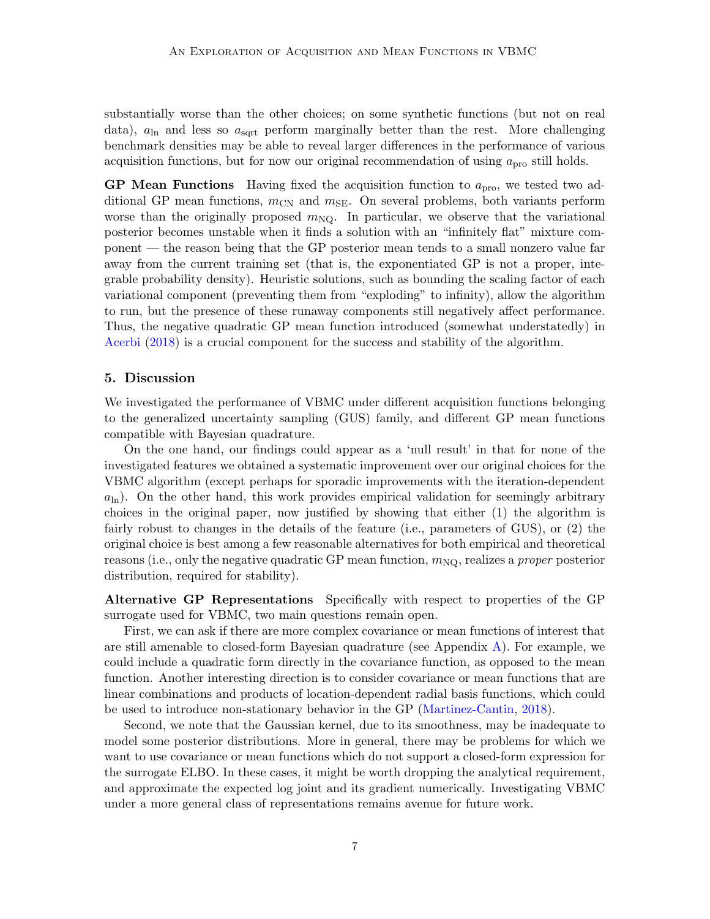substantially worse than the other choices; on some synthetic functions (but not on real data), $a_{\ln}$ and less so $a_{\text{sqrt}}$ perform marginally better than the rest. More challenging benchmark densities may be able to reveal larger differences in the performance of various acquisition functions, but for now our original recommendation of using $a_{\text{pro}}$ still holds.

**GP Mean Functions** Having fixed the acquisition function to $a_{\text{pro}}$, we tested two additional GP mean functions, $m_{\text{CN}}$ and $m_{\text{SE}}$. On several problems, both variants perform worse than the originally proposed $m_{\text{NQ}}$. In particular, we observe that the variational posterior becomes unstable when it finds a solution with an "infinitely flat" mixture component — the reason being that the GP posterior mean tends to a small nonzero value far away from the current training set (that is, the exponentiated GP is not a proper, integrable probability density). Heuristic solutions, such as bounding the scaling factor of each variational component (preventing them from "exploding" to infinity), allow the algorithm to run, but the presence of these runaway components still negatively affect performance. Thus, the negative quadratic GP mean function introduced (somewhat understatedly) in Acerbi (2018) is a crucial component for the success and stability of the algorithm.

## 5. Discussion

We investigated the performance of VBMC under different acquisition functions belonging to the generalized uncertainty sampling (GUS) family, and different GP mean functions compatible with Bayesian quadrature.

On the one hand, our findings could appear as a 'null result' in that for none of the investigated features we obtained a systematic improvement over our original choices for the VBMC algorithm (except perhaps for sporadic improvements with the iteration-dependent $a_{\ln}$). On the other hand, this work provides empirical validation for seemingly arbitrary choices in the original paper, now justified by showing that either (1) the algorithm is fairly robust to changes in the details of the feature (i.e., parameters of GUS), or (2) the original choice is best among a few reasonable alternatives for both empirical and theoretical reasons (i.e., only the negative quadratic GP mean function, $m_{\text{NQ}}$, realizes a *proper* posterior distribution, required for stability).

**Alternative GP Representations** Specifically with respect to properties of the GP surrogate used for VBMC, two main questions remain open.

First, we can ask if there are more complex covariance or mean functions of interest that are still amenable to closed-form Bayesian quadrature (see Appendix A). For example, we could include a quadratic form directly in the covariance function, as opposed to the mean function. Another interesting direction is to consider covariance or mean functions that are linear combinations and products of location-dependent radial basis functions, which could be used to introduce non-stationary behavior in the GP (Martinez-Cantin, 2018).

Second, we note that the Gaussian kernel, due to its smoothness, may be inadequate to model some posterior distributions. More in general, there may be problems for which we want to use covariance or mean functions which do not support a closed-form expression for the surrogate ELBO. In these cases, it might be worth dropping the analytical requirement, and approximate the expected log joint and its gradient numerically. Investigating VBMC under a more general class of representations remains avenue for future work.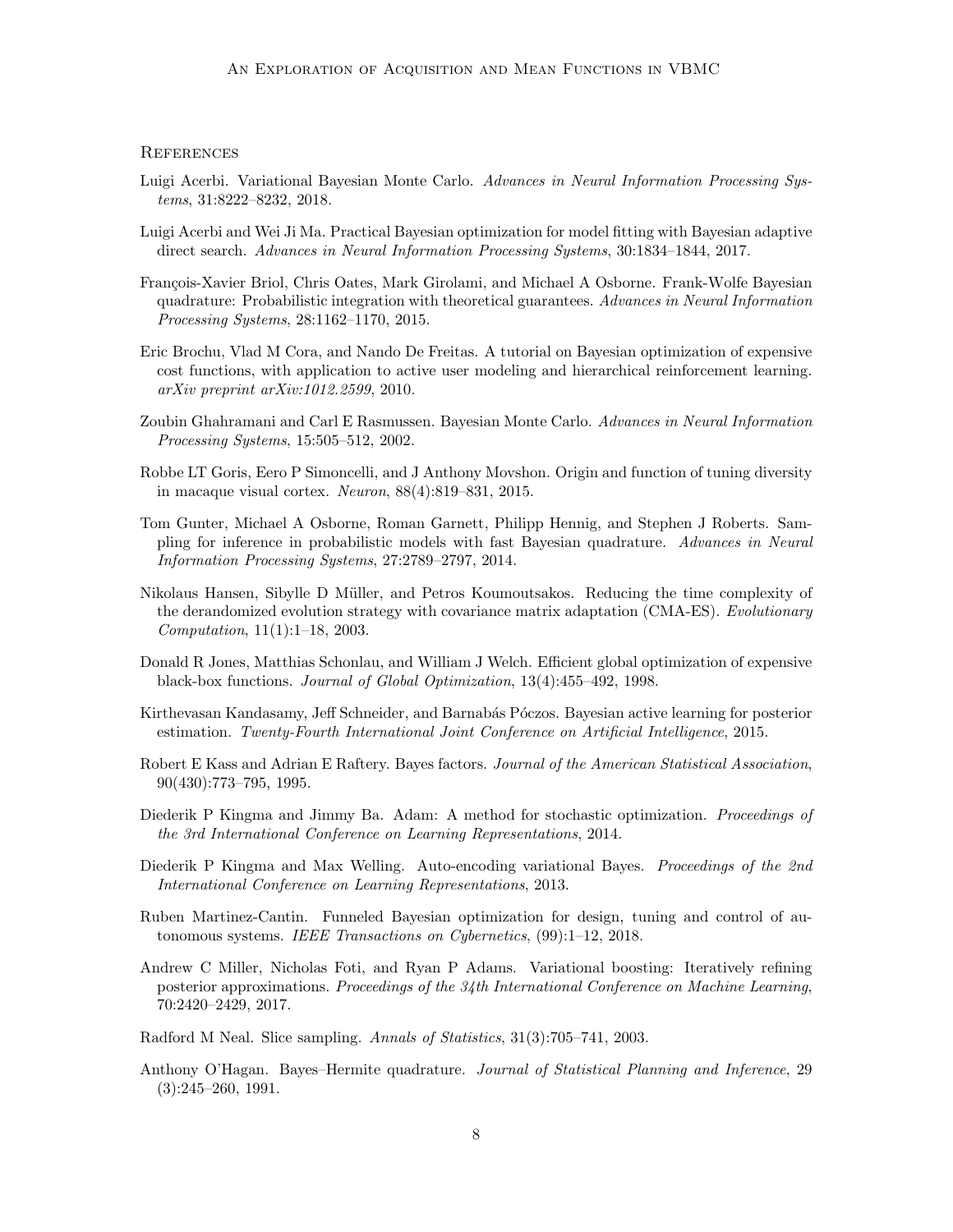## References

Luigi Acerbi. Variational Bayesian Monte Carlo. *Advances in Neural Information Processing Systems*, 31:8222–8232, 2018.

Luigi Acerbi and Wei Ji Ma. Practical Bayesian optimization for model fitting with Bayesian adaptive direct search. *Advances in Neural Information Processing Systems*, 30:1834–1844, 2017.

François-Xavier Briol, Chris Oates, Mark Girolami, and Michael A Osborne. Frank-Wolfe Bayesian quadrature: Probabilistic integration with theoretical guarantees. *Advances in Neural Information Processing Systems*, 28:1162–1170, 2015.

Eric Brochu, Vlad M Cora, and Nando De Freitas. A tutorial on Bayesian optimization of expensive cost functions, with application to active user modeling and hierarchical reinforcement learning. *arXiv preprint arXiv:1012.2599*, 2010.

Zoubin Ghahramani and Carl E Rasmussen. Bayesian Monte Carlo. *Advances in Neural Information Processing Systems*, 15:505–512, 2002.

Robbe LT Goris, Eero P Simoncelli, and J Anthony Movshon. Origin and function of tuning diversity in macaque visual cortex. *Neuron*, 88(4):819–831, 2015.

Tom Gunter, Michael A Osborne, Roman Garnett, Philipp Hennig, and Stephen J Roberts. Sampling for inference in probabilistic models with fast Bayesian quadrature. *Advances in Neural Information Processing Systems*, 27:2789–2797, 2014.

Nikolaus Hansen, Sibylle D Müller, and Petros Koumoutsakos. Reducing the time complexity of the derandomized evolution strategy with covariance matrix adaptation (CMA-ES). *Evolutionary Computation*, 11(1):1–18, 2003.

Donald R Jones, Matthias Schonlau, and William J Welch. Efficient global optimization of expensive black-box functions. *Journal of Global Optimization*, 13(4):455–492, 1998.

Kirthevasan Kandasamy, Jeff Schneider, and Barnabás Póczos. Bayesian active learning for posterior estimation. *Twenty-Fourth International Joint Conference on Artificial Intelligence*, 2015.

Robert E Kass and Adrian E Raftery. Bayes factors. *Journal of the American Statistical Association*, 90(430):773–795, 1995.

Diederik P Kingma and Jimmy Ba. Adam: A method for stochastic optimization. *Proceedings of the 3rd International Conference on Learning Representations*, 2014.

Diederik P Kingma and Max Welling. Auto-encoding variational Bayes. *Proceedings of the 2nd International Conference on Learning Representations*, 2013.

Ruben Martinez-Cantin. Funneled Bayesian optimization for design, tuning and control of autonomous systems. *IEEE Transactions on Cybernetics*, (99):1–12, 2018.

Andrew C Miller, Nicholas Foti, and Ryan P Adams. Variational boosting: Iteratively refining posterior approximations. *Proceedings of the 34th International Conference on Machine Learning*, 70:2420–2429, 2017.

Radford M Neal. Slice sampling. *Annals of Statistics*, 31(3):705–741, 2003.

Anthony O'Hagan. Bayes–Hermite quadrature. *Journal of Statistical Planning and Inference*, 29 (3):245–260, 1991.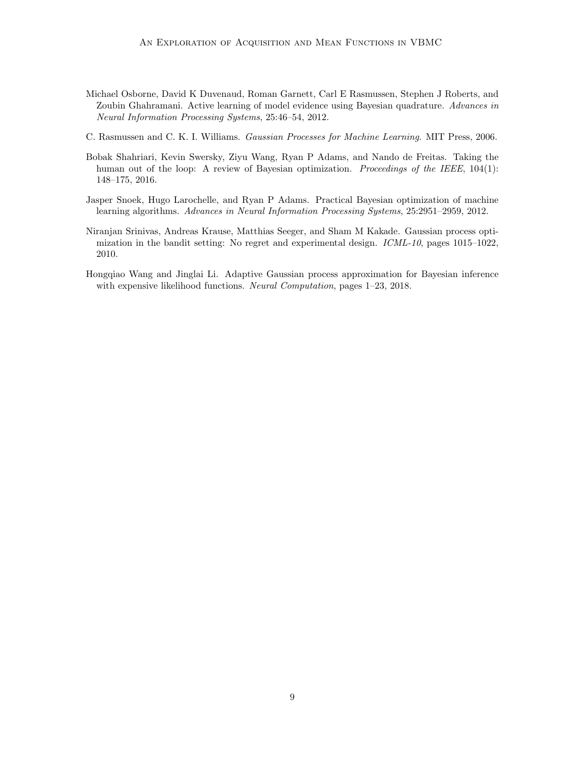Michael Osborne, David K Duvenaud, Roman Garnett, Carl E Rasmussen, Stephen J Roberts, and Zoubin Ghahramani. Active learning of model evidence using Bayesian quadrature. *Advances in Neural Information Processing Systems*, 25:46–54, 2012.

C. Rasmussen and C. K. I. Williams. *Gaussian Processes for Machine Learning*. MIT Press, 2006.

Bobak Shahriari, Kevin Swersky, Ziyu Wang, Ryan P Adams, and Nando de Freitas. Taking the human out of the loop: A review of Bayesian optimization. *Proceedings of the IEEE*, 104(1): 148–175, 2016.

Jasper Snoek, Hugo Larochelle, and Ryan P Adams. Practical Bayesian optimization of machine learning algorithms. *Advances in Neural Information Processing Systems*, 25:2951–2959, 2012.

Niranjan Srinivas, Andreas Krause, Matthias Seeger, and Sham M Kakade. Gaussian process optimization in the bandit setting: No regret and experimental design. *ICML-10*, pages 1015–1022, 2010.

Hongqiao Wang and Jinglai Li. Adaptive Gaussian process approximation for Bayesian inference with expensive likelihood functions. *Neural Computation*, pages 1–23, 2018.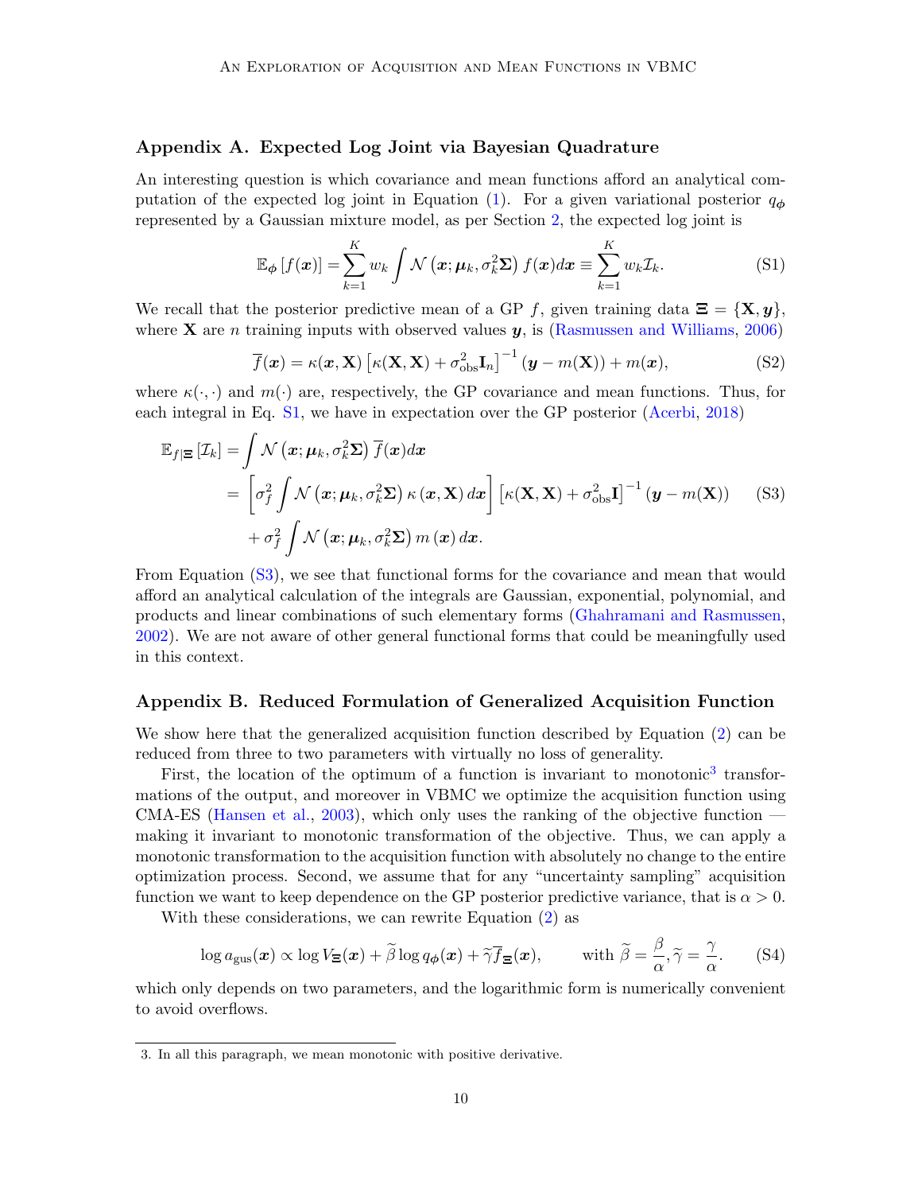## Appendix A. Expected Log Joint via Bayesian Quadrature

An interesting question is which covariance and mean functions afford an analytical computation of the expected log joint in Equation (1). For a given variational posterior $q_{\boldsymbol{\phi}}$ represented by a Gaussian mixture model, as per Section 2, the expected log joint is

$$\mathbb{E}_{\boldsymbol{\phi}}\left[f(\boldsymbol{x})\right] = \sum_{k=1}^{K} w_k \int \mathcal{N}\left(\boldsymbol{x}; \boldsymbol{\mu}_k, \sigma_k^2 \boldsymbol{\Sigma}\right) f(\boldsymbol{x}) d\boldsymbol{x} \equiv \sum_{k=1}^{K} w_k \mathcal{I}_k. \tag{S1}$$

We recall that the posterior predictive mean of a GP $f$, given training data $\boldsymbol{\Xi} = \{\mathbf{X}, \boldsymbol{y}\}$, where $\mathbf{X}$ are $n$ training inputs with observed values $\boldsymbol{y}$, is (Rasmussen and Williams, 2006)

$$\overline{f}(\boldsymbol{x}) = \kappa(\boldsymbol{x}, \mathbf{X}) \left[\kappa(\mathbf{X}, \mathbf{X}) + \sigma_{\text{obs}}^2 \mathbf{I}_n\right]^{-1} \left(\boldsymbol{y} - m(\mathbf{X})\right) + m(\boldsymbol{x}), \tag{S2}$$

where $\kappa(\cdot, \cdot)$ and $m(\cdot)$ are, respectively, the GP covariance and mean functions. Thus, for each integral in Eq. S1, we have in expectation over the GP posterior (Acerbi, 2018)

$$\begin{aligned}
\mathbb{E}_{f|\boldsymbol{\Xi}}\left[\mathcal{I}_k\right] &= \int \mathcal{N}\left(\boldsymbol{x}; \boldsymbol{\mu}_k, \sigma_k^2 \boldsymbol{\Sigma}\right) \overline{f}(\boldsymbol{x}) d\boldsymbol{x} \\
&= \left[\sigma_f^2 \int \mathcal{N}\left(\boldsymbol{x}; \boldsymbol{\mu}_k, \sigma_k^2 \boldsymbol{\Sigma}\right) \kappa\left(\boldsymbol{x}, \mathbf{X}\right) d\boldsymbol{x}\right] \left[\kappa(\mathbf{X}, \mathbf{X}) + \sigma_{\text{obs}}^2 \mathbf{I}\right]^{-1} \left(\boldsymbol{y} - m(\mathbf{X})\right) \\
&\quad + \sigma_f^2 \int \mathcal{N}\left(\boldsymbol{x}; \boldsymbol{\mu}_k, \sigma_k^2 \boldsymbol{\Sigma}\right) m\left(\boldsymbol{x}\right) d\boldsymbol{x}.
\end{aligned} \tag{S3}$$

From Equation (S3), we see that functional forms for the covariance and mean that would afford an analytical calculation of the integrals are Gaussian, exponential, polynomial, and products and linear combinations of such elementary forms (Ghahramani and Rasmussen, 2002). We are not aware of other general functional forms that could be meaningfully used in this context.

## Appendix B. Reduced Formulation of Generalized Acquisition Function

We show here that the generalized acquisition function described by Equation (2) can be reduced from three to two parameters with virtually no loss of generality.

First, the location of the optimum of a function is invariant to monotonic[3] transformations of the output, and moreover in VBMC we optimize the acquisition function using CMA-ES (Hansen et al., 2003), which only uses the ranking of the objective function — making it invariant to monotonic transformation of the objective. Thus, we can apply a monotonic transformation to the acquisition function with absolutely no change to the entire optimization process. Second, we assume that for any "uncertainty sampling" acquisition function we want to keep dependence on the GP posterior predictive variance, that is $\alpha > 0$.

With these considerations, we can rewrite Equation (2) as

$$\log a_{\text{gus}}(\boldsymbol{x}) \propto \log V_{\boldsymbol{\Xi}}(\boldsymbol{x}) + \widetilde{\beta} \log q_{\boldsymbol{\phi}}(\boldsymbol{x}) + \widetilde{\gamma} \overline{f}_{\boldsymbol{\Xi}}(\boldsymbol{x}), \qquad \text{with } \widetilde{\beta} = \frac{\beta}{\alpha}, \widetilde{\gamma} = \frac{\gamma}{\alpha}. \tag{S4}$$

which only depends on two parameters, and the logarithmic form is numerically convenient to avoid overflows.

3. In all this paragraph, we mean monotonic with positive derivative.